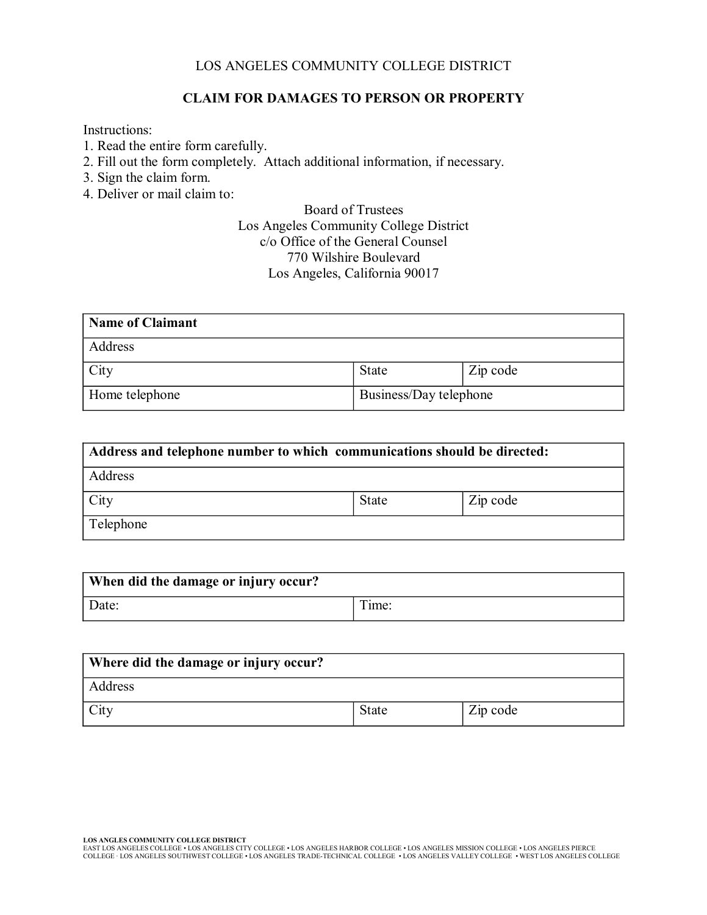LOS ANGELES COMMUNITY COLLEGE DISTRICT

## CLAIM FOR DAMAGES TO PERSON OR PROPERTY

Instructions:
1. Read the entire form carefully.
2. Fill out the form completely. Attach additional information, if necessary.
3. Sign the claim form.
4. Deliver or mail claim to:

Board of Trustees
Los Angeles Community College District
c/o Office of the General Counsel
770 Wilshire Boulevard
Los Angeles, California 90017

| **Name of Claimant** | | |
|---|---|---|
| Address | | |
| City | State | Zip code |
| Home telephone | Business/Day telephone | |

| **Address and telephone number to which communications should be directed:** | | |
|---|---|---|
| Address | | |
| City | State | Zip code |
| Telephone | | |

| **When did the damage or injury occur?** | |
|---|---|
| Date: | Time: |

| **Where did the damage or injury occur?** | | |
|---|---|---|
| Address | | |
| City | State | Zip code |

LOS ANGLES COMMUNITY COLLEGE DISTRICT
EAST LOS ANGELES COLLEGE • LOS ANGELES CITY COLLEGE • LOS ANGELES HARBOR COLLEGE • LOS ANGELES MISSION COLLEGE • LOS ANGELES PIERCE COLLEGE · LOS ANGELES SOUTHWEST COLLEGE • LOS ANGELES TRADE-TECHNICAL COLLEGE • LOS ANGELES VALLEY COLLEGE • WEST LOS ANGELES COLLEGE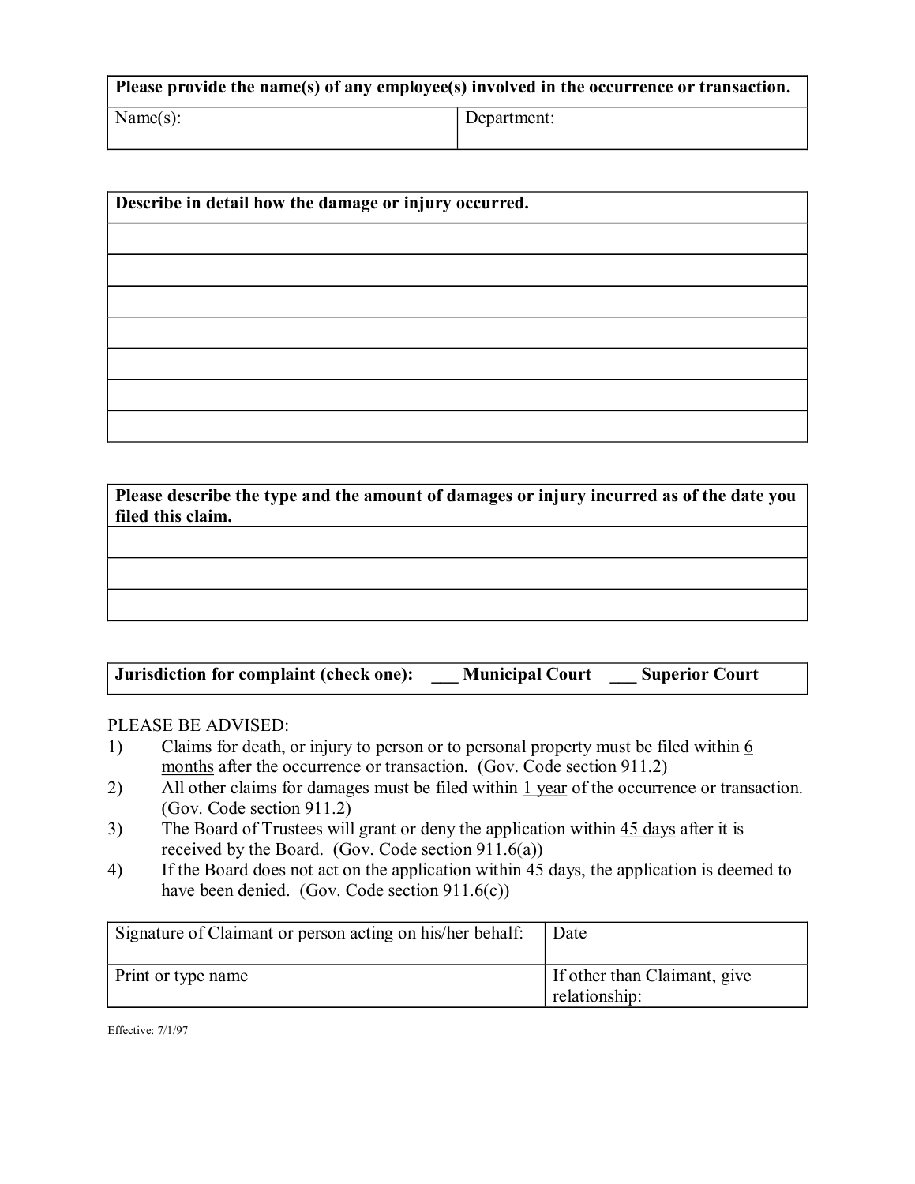| Please provide the name(s) of any employee(s) involved in the occurrence or transaction. | |
|---|---|
| Name(s): | Department: |

| Describe in detail how the damage or injury occurred. |
|---|
| |
| |
| |
| |
| |
| |
| |

| Please describe the type and the amount of damages or injury incurred as of the date you filed this claim. |
|---|
| |
| |
| |

| Jurisdiction for complaint (check one): ___ Municipal Court ___ Superior Court |
|---|

PLEASE BE ADVISED:

1) Claims for death, or injury to person or to personal property must be filed within 6 months after the occurrence or transaction. (Gov. Code section 911.2)
2) All other claims for damages must be filed within 1 year of the occurrence or transaction. (Gov. Code section 911.2)
3) The Board of Trustees will grant or deny the application within 45 days after it is received by the Board. (Gov. Code section 911.6(a))
4) If the Board does not act on the application within 45 days, the application is deemed to have been denied. (Gov. Code section 911.6(c))

| | |
|---|---|
| Signature of Claimant or person acting on his/her behalf: | Date |
| Print or type name | If other than Claimant, give relationship: |

Effective: 7/1/97